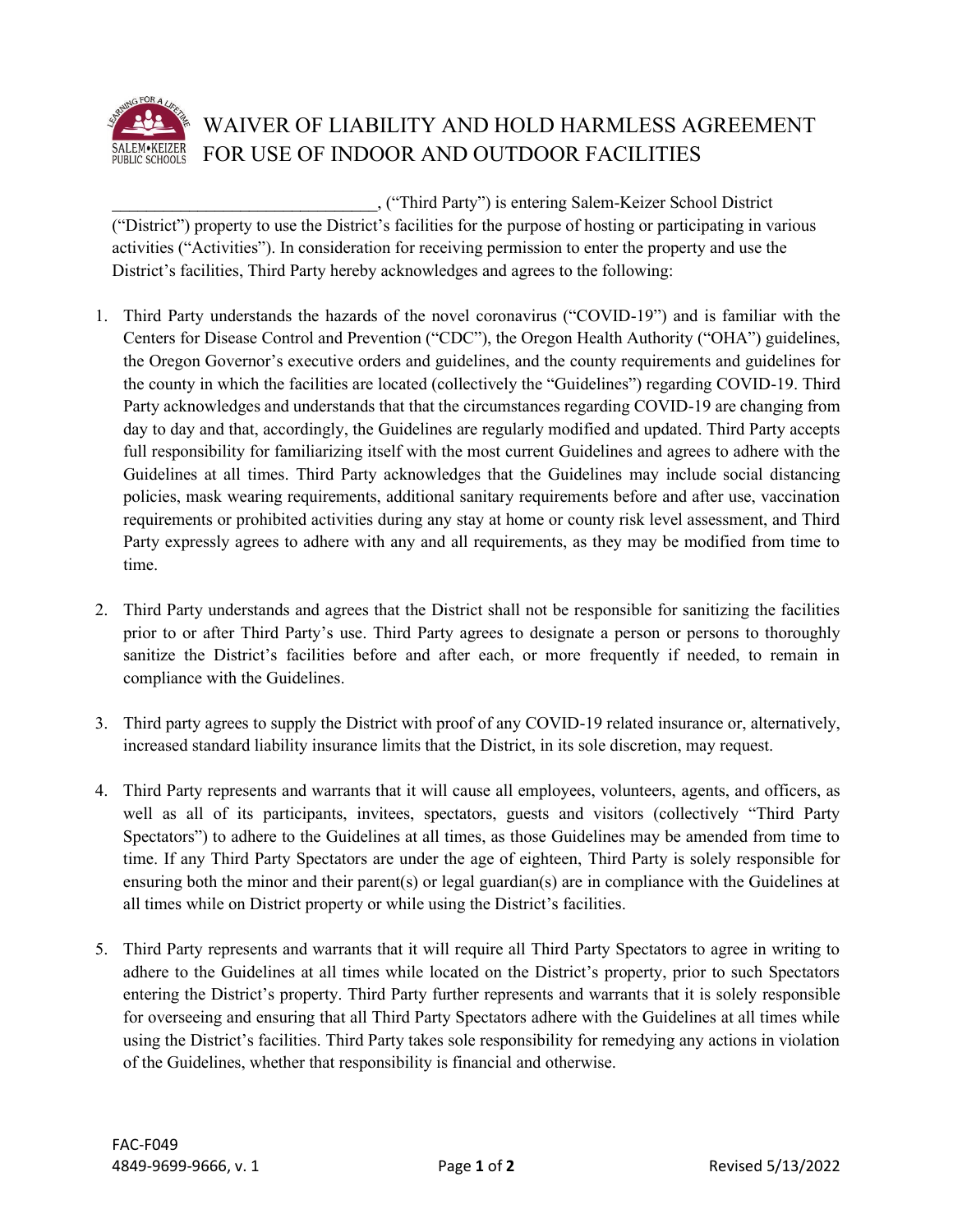# WAIVER OF LIABILITY AND HOLD HARMLESS AGREEMENT FOR USE OF INDOOR AND OUTDOOR FACILITIES

______________________________, ("Third Party") is entering Salem-Keizer School District ("District") property to use the District's facilities for the purpose of hosting or participating in various activities ("Activities"). In consideration for receiving permission to enter the property and use the District's facilities, Third Party hereby acknowledges and agrees to the following:

1. Third Party understands the hazards of the novel coronavirus ("COVID-19") and is familiar with the Centers for Disease Control and Prevention ("CDC"), the Oregon Health Authority ("OHA") guidelines, the Oregon Governor's executive orders and guidelines, and the county requirements and guidelines for the county in which the facilities are located (collectively the "Guidelines") regarding COVID-19. Third Party acknowledges and understands that that the circumstances regarding COVID-19 are changing from day to day and that, accordingly, the Guidelines are regularly modified and updated. Third Party accepts full responsibility for familiarizing itself with the most current Guidelines and agrees to adhere with the Guidelines at all times. Third Party acknowledges that the Guidelines may include social distancing policies, mask wearing requirements, additional sanitary requirements before and after use, vaccination requirements or prohibited activities during any stay at home or county risk level assessment, and Third Party expressly agrees to adhere with any and all requirements, as they may be modified from time to time.

2. Third Party understands and agrees that the District shall not be responsible for sanitizing the facilities prior to or after Third Party's use. Third Party agrees to designate a person or persons to thoroughly sanitize the District's facilities before and after each, or more frequently if needed, to remain in compliance with the Guidelines.

3. Third party agrees to supply the District with proof of any COVID-19 related insurance or, alternatively, increased standard liability insurance limits that the District, in its sole discretion, may request.

4. Third Party represents and warrants that it will cause all employees, volunteers, agents, and officers, as well as all of its participants, invitees, spectators, guests and visitors (collectively "Third Party Spectators") to adhere to the Guidelines at all times, as those Guidelines may be amended from time to time. If any Third Party Spectators are under the age of eighteen, Third Party is solely responsible for ensuring both the minor and their parent(s) or legal guardian(s) are in compliance with the Guidelines at all times while on District property or while using the District's facilities.

5. Third Party represents and warrants that it will require all Third Party Spectators to agree in writing to adhere to the Guidelines at all times while located on the District's property, prior to such Spectators entering the District's property. Third Party further represents and warrants that it is solely responsible for overseeing and ensuring that all Third Party Spectators adhere with the Guidelines at all times while using the District's facilities. Third Party takes sole responsibility for remedying any actions in violation of the Guidelines, whether that responsibility is financial and otherwise.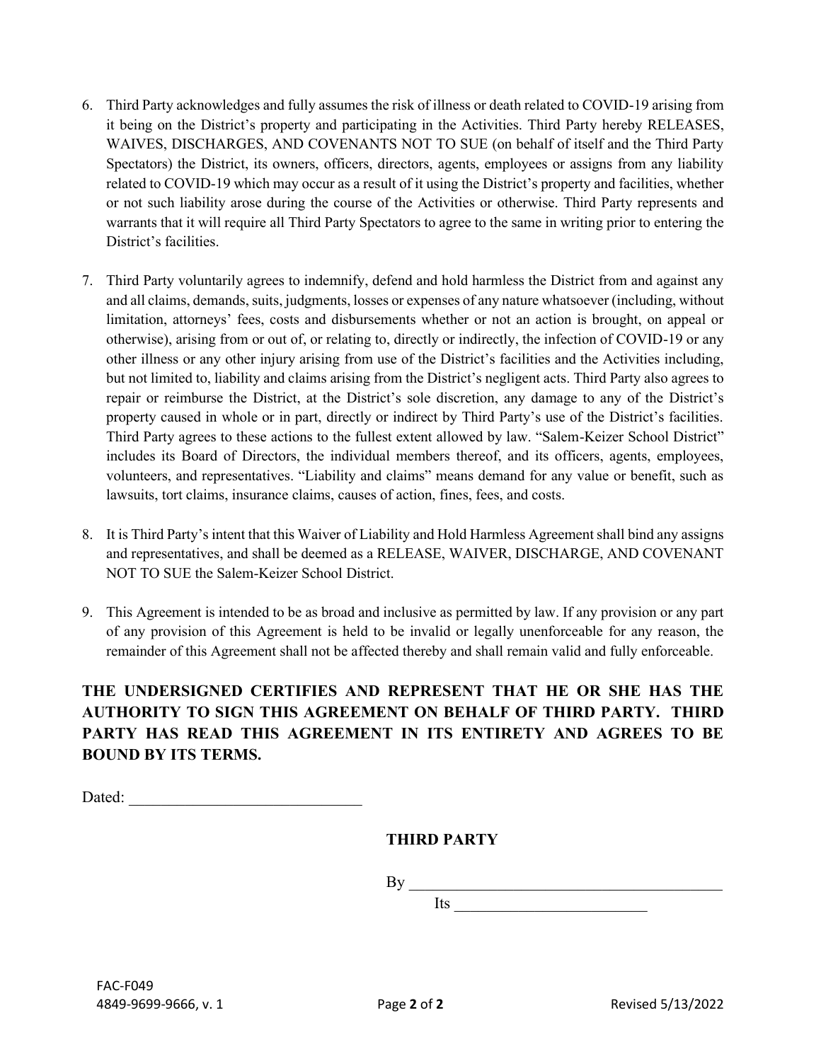6. Third Party acknowledges and fully assumes the risk of illness or death related to COVID-19 arising from it being on the District's property and participating in the Activities. Third Party hereby RELEASES, WAIVES, DISCHARGES, AND COVENANTS NOT TO SUE (on behalf of itself and the Third Party Spectators) the District, its owners, officers, directors, agents, employees or assigns from any liability related to COVID-19 which may occur as a result of it using the District's property and facilities, whether or not such liability arose during the course of the Activities or otherwise. Third Party represents and warrants that it will require all Third Party Spectators to agree to the same in writing prior to entering the District's facilities.

7. Third Party voluntarily agrees to indemnify, defend and hold harmless the District from and against any and all claims, demands, suits, judgments, losses or expenses of any nature whatsoever (including, without limitation, attorneys' fees, costs and disbursements whether or not an action is brought, on appeal or otherwise), arising from or out of, or relating to, directly or indirectly, the infection of COVID-19 or any other illness or any other injury arising from use of the District's facilities and the Activities including, but not limited to, liability and claims arising from the District's negligent acts. Third Party also agrees to repair or reimburse the District, at the District's sole discretion, any damage to any of the District's property caused in whole or in part, directly or indirect by Third Party's use of the District's facilities. Third Party agrees to these actions to the fullest extent allowed by law. "Salem-Keizer School District" includes its Board of Directors, the individual members thereof, and its officers, agents, employees, volunteers, and representatives. "Liability and claims" means demand for any value or benefit, such as lawsuits, tort claims, insurance claims, causes of action, fines, fees, and costs.

8. It is Third Party's intent that this Waiver of Liability and Hold Harmless Agreement shall bind any assigns and representatives, and shall be deemed as a RELEASE, WAIVER, DISCHARGE, AND COVENANT NOT TO SUE the Salem-Keizer School District.

9. This Agreement is intended to be as broad and inclusive as permitted by law. If any provision or any part of any provision of this Agreement is held to be invalid or legally unenforceable for any reason, the remainder of this Agreement shall not be affected thereby and shall remain valid and fully enforceable.

**THE UNDERSIGNED CERTIFIES AND REPRESENT THAT HE OR SHE HAS THE AUTHORITY TO SIGN THIS AGREEMENT ON BEHALF OF THIRD PARTY. THIRD PARTY HAS READ THIS AGREEMENT IN ITS ENTIRETY AND AGREES TO BE BOUND BY ITS TERMS.**

Dated: ______________________________

**THIRD PARTY**

By ________________________________________

Its ________________________

FAC-F049
4849-9699-9666, v. 1

Revised 5/13/2022